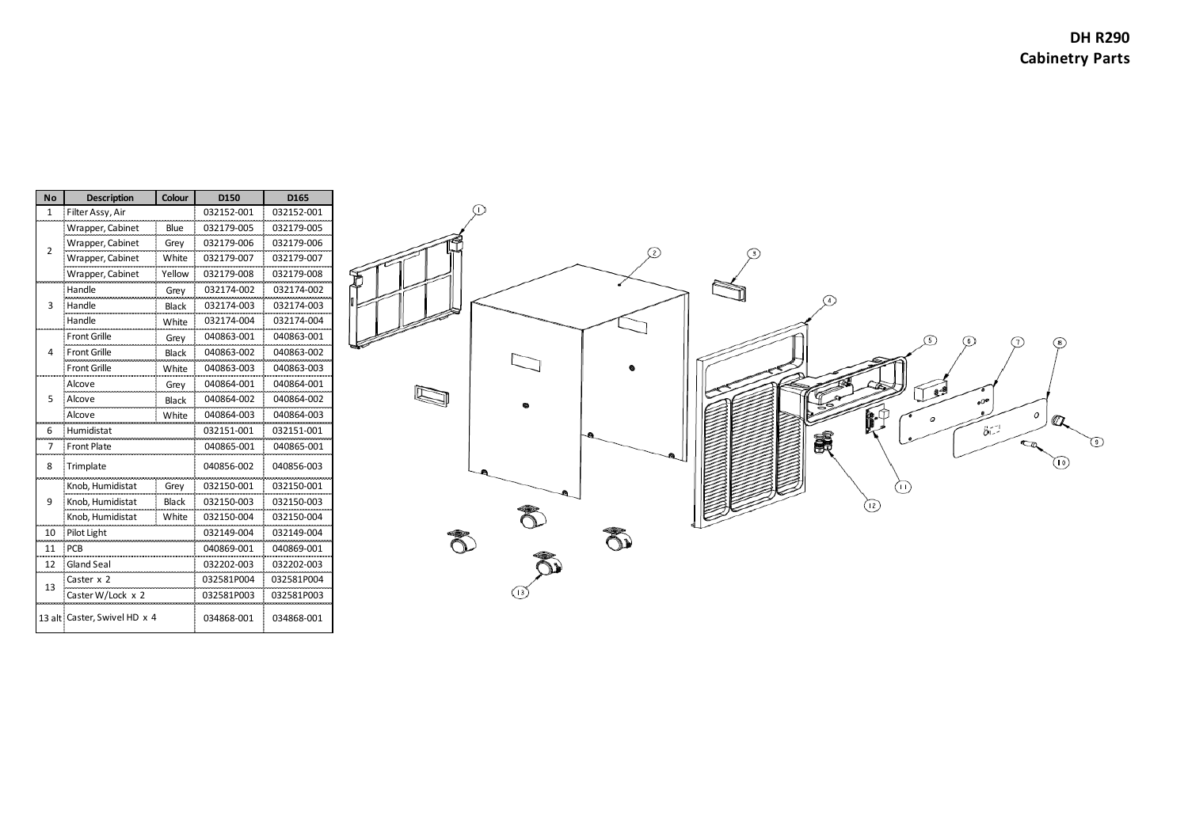# DH R290
## Cabinetry Parts

| No | Description | Colour | D150 | D165 |
|---|---|---|---|---|
| 1 | Filter Assy, Air | | 032152-001 | 032152-001 |
| 2 | Wrapper, Cabinet | Blue | 032179-005 | 032179-005 |
| | Wrapper, Cabinet | Grey | 032179-006 | 032179-006 |
| | Wrapper, Cabinet | White | 032179-007 | 032179-007 |
| | Wrapper, Cabinet | Yellow | 032179-008 | 032179-008 |
| 3 | Handle | Grey | 032174-002 | 032174-002 |
| | Handle | Black | 032174-003 | 032174-003 |
| | Handle | White | 032174-004 | 032174-004 |
| 4 | Front Grille | Grey | 040863-001 | 040863-001 |
| | Front Grille | Black | 040863-002 | 040863-002 |
| | Front Grille | White | 040863-003 | 040863-003 |
| 5 | Alcove | Grey | 040864-001 | 040864-001 |
| | Alcove | Black | 040864-002 | 040864-002 |
| | Alcove | White | 040864-003 | 040864-003 |
| 6 | Humidistat | | 032151-001 | 032151-001 |
| 7 | Front Plate | | 040865-001 | 040865-001 |
| 8 | Trimplate | | 040856-002 | 040856-003 |
| 9 | Knob, Humidistat | Grey | 032150-001 | 032150-001 |
| | Knob, Humidistat | Black | 032150-003 | 032150-003 |
| | Knob, Humidistat | White | 032150-004 | 032150-004 |
| 10 | Pilot Light | | 032149-004 | 032149-004 |
| 11 | PCB | | 040869-001 | 040869-001 |
| 12 | Gland Seal | | 032202-003 | 032202-003 |
| 13 | Caster x 2 | | 032581P004 | 032581P004 |
| | Caster W/Lock x 2 | | 032581P003 | 032581P003 |
| 13 alt | Caster, Swivel HD x 4 | | 034868-001 | 034868-001 |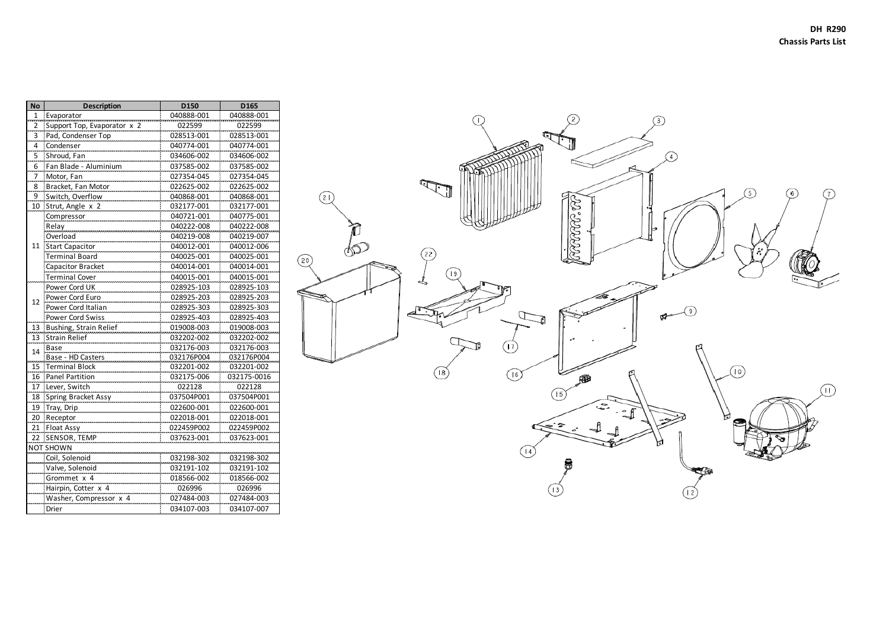**DH R290**
**Chassis Parts List**

| No | Description | D150 | D165 |
|---|---|---|---|
| 1 | Evaporator | 040888-001 | 040888-001 |
| 2 | Support Top, Evaporator x 2 | 022599 | 022599 |
| 3 | Pad, Condenser Top | 028513-001 | 028513-001 |
| 4 | Condenser | 040774-001 | 040774-001 |
| 5 | Shroud, Fan | 034606-002 | 034606-002 |
| 6 | Fan Blade - Aluminium | 037585-002 | 037585-002 |
| 7 | Motor, Fan | 027354-045 | 027354-045 |
| 8 | Bracket, Fan Motor | 022625-002 | 022625-002 |
| 9 | Switch, Overflow | 040868-001 | 040868-001 |
| 10 | Strut, Angle x 2 | 032177-001 | 032177-001 |
| 11 | Compressor | 040721-001 | 040775-001 |
| | Relay | 040222-008 | 040222-008 |
| | Overload | 040219-008 | 040219-007 |
| | Start Capacitor | 040012-001 | 040012-006 |
| | Terminal Board | 040025-001 | 040025-001 |
| | Capacitor Bracket | 040014-001 | 040014-001 |
| | Terminal Cover | 040015-001 | 040015-001 |
| 12 | Power Cord UK | 028925-103 | 028925-103 |
| | Power Cord Euro | 028925-203 | 028925-203 |
| | Power Cord Italian | 028925-303 | 028925-303 |
| | Power Cord Swiss | 028925-403 | 028925-403 |
| 13 | Bushing, Strain Relief | 019008-003 | 019008-003 |
| 13 | Strain Relief | 032202-002 | 032202-002 |
| 14 | Base | 032176-003 | 032176-003 |
| | Base - HD Casters | 032176P004 | 032176P004 |
| 15 | Terminal Block | 032201-002 | 032201-002 |
| 16 | Panel Partition | 032175-006 | 032175-0016 |
| 17 | Lever, Switch | 022128 | 022128 |
| 18 | Spring Bracket Assy | 037504P001 | 037504P001 |
| 19 | Tray, Drip | 022600-001 | 022600-001 |
| 20 | Receptor | 022018-001 | 022018-001 |
| 21 | Float Assy | 022459P002 | 022459P002 |
| 22 | SENSOR, TEMP | 037623-001 | 037623-001 |
| NOT SHOWN | | | |
| | Coil, Solenoid | 032198-302 | 032198-302 |
| | Valve, Solenoid | 032191-102 | 032191-102 |
| | Grommet x 4 | 018566-002 | 018566-002 |
| | Hairpin, Cotter x 4 | 026996 | 026996 |
| | Washer, Compressor x 4 | 027484-003 | 027484-003 |
| | Drier | 034107-003 | 034107-007 |

1 2 3 4 5 6 7 9 10 11 12 13 14 15 16 17 18 19 20 21 22